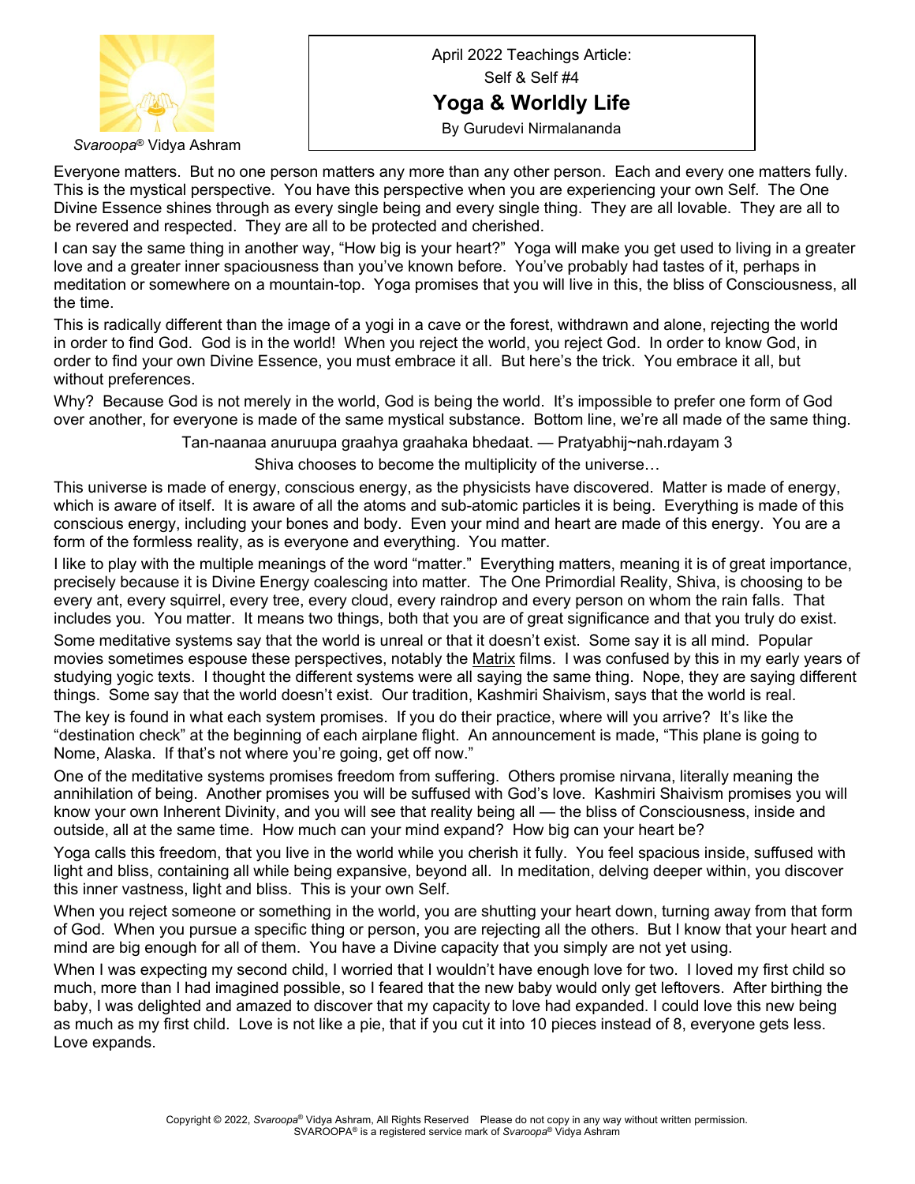*Svaroopa*® Vidya Ashram

April 2022 Teachings Article:

Self & Self #4

# Yoga & Worldly Life

By Gurudevi Nirmalananda

Everyone matters. But no one person matters any more than any other person. Each and every one matters fully. This is the mystical perspective. You have this perspective when you are experiencing your own Self. The One Divine Essence shines through as every single being and every single thing. They are all lovable. They are all to be revered and respected. They are all to be protected and cherished.

I can say the same thing in another way, "How big is your heart?" Yoga will make you get used to living in a greater love and a greater inner spaciousness than you've known before. You've probably had tastes of it, perhaps in meditation or somewhere on a mountain-top. Yoga promises that you will live in this, the bliss of Consciousness, all the time.

This is radically different than the image of a yogi in a cave or the forest, withdrawn and alone, rejecting the world in order to find God. God is in the world! When you reject the world, you reject God. In order to know God, in order to find your own Divine Essence, you must embrace it all. But here's the trick. You embrace it all, but without preferences.

Why? Because God is not merely in the world, God is being the world. It's impossible to prefer one form of God over another, for everyone is made of the same mystical substance. Bottom line, we're all made of the same thing.

Tan-naanaa anuruupa graahya graahaka bhedaat. — Pratyabhij~nah.rdayam 3

Shiva chooses to become the multiplicity of the universe…

This universe is made of energy, conscious energy, as the physicists have discovered. Matter is made of energy, which is aware of itself. It is aware of all the atoms and sub-atomic particles it is being. Everything is made of this conscious energy, including your bones and body. Even your mind and heart are made of this energy. You are a form of the formless reality, as is everyone and everything. You matter.

I like to play with the multiple meanings of the word "matter." Everything matters, meaning it is of great importance, precisely because it is Divine Energy coalescing into matter. The One Primordial Reality, Shiva, is choosing to be every ant, every squirrel, every tree, every cloud, every raindrop and every person on whom the rain falls. That includes you. You matter. It means two things, both that you are of great significance and that you truly do exist.

Some meditative systems say that the world is unreal or that it doesn't exist. Some say it is all mind. Popular movies sometimes espouse these perspectives, notably the Matrix films. I was confused by this in my early years of studying yogic texts. I thought the different systems were all saying the same thing. Nope, they are saying different things. Some say that the world doesn't exist. Our tradition, Kashmiri Shaivism, says that the world is real.

The key is found in what each system promises. If you do their practice, where will you arrive? It's like the "destination check" at the beginning of each airplane flight. An announcement is made, "This plane is going to Nome, Alaska. If that's not where you're going, get off now."

One of the meditative systems promises freedom from suffering. Others promise nirvana, literally meaning the annihilation of being. Another promises you will be suffused with God's love. Kashmiri Shaivism promises you will know your own Inherent Divinity, and you will see that reality being all — the bliss of Consciousness, inside and outside, all at the same time. How much can your mind expand? How big can your heart be?

Yoga calls this freedom, that you live in the world while you cherish it fully. You feel spacious inside, suffused with light and bliss, containing all while being expansive, beyond all. In meditation, delving deeper within, you discover this inner vastness, light and bliss. This is your own Self.

When you reject someone or something in the world, you are shutting your heart down, turning away from that form of God. When you pursue a specific thing or person, you are rejecting all the others. But I know that your heart and mind are big enough for all of them. You have a Divine capacity that you simply are not yet using.

When I was expecting my second child, I worried that I wouldn't have enough love for two. I loved my first child so much, more than I had imagined possible, so I feared that the new baby would only get leftovers. After birthing the baby, I was delighted and amazed to discover that my capacity to love had expanded. I could love this new being as much as my first child. Love is not like a pie, that if you cut it into 10 pieces instead of 8, everyone gets less. Love expands.

Copyright © 2022, *Svaroopa*® Vidya Ashram, All Rights Reserved Please do not copy in any way without written permission. SVAROOPA® is a registered service mark of *Svaroopa*® Vidya Ashram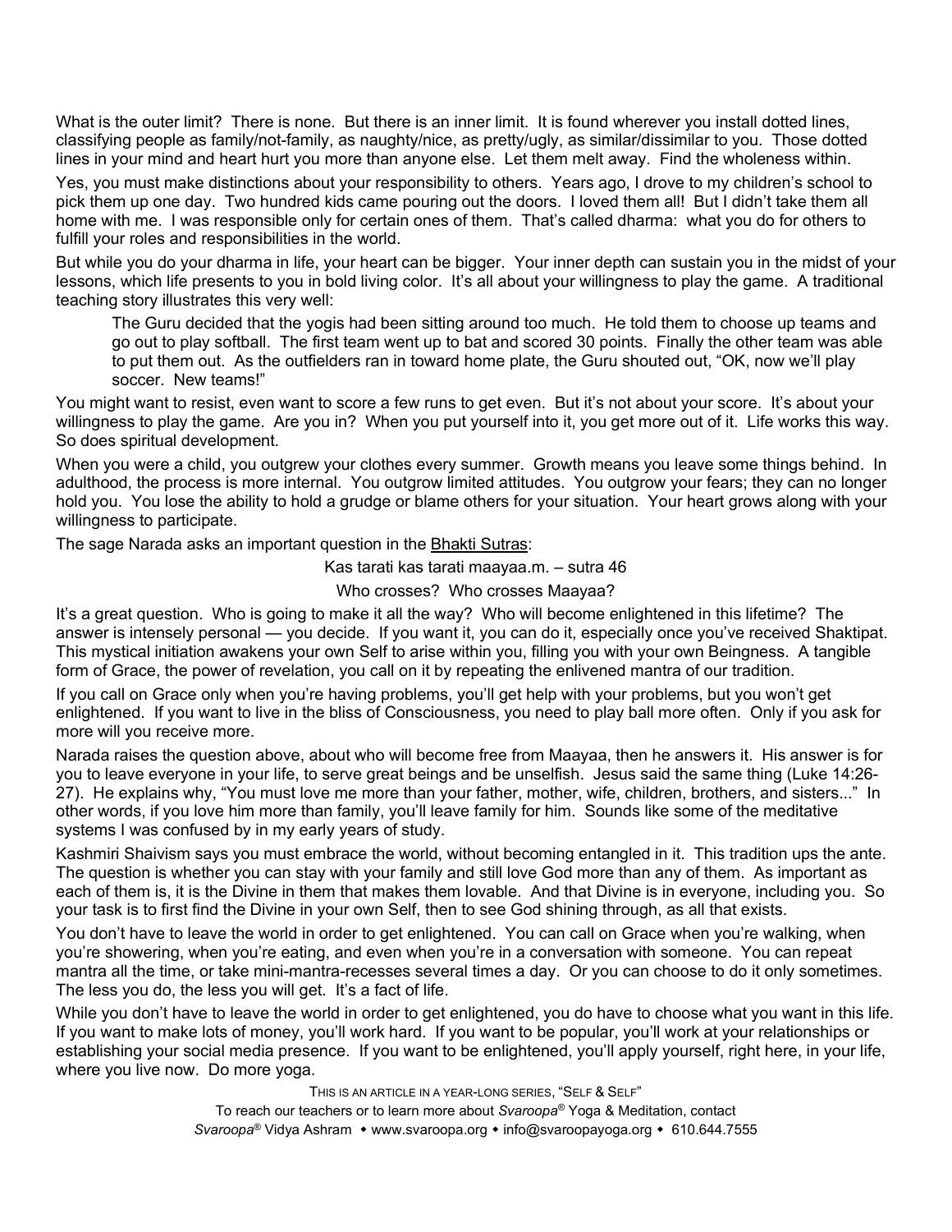What is the outer limit? There is none. But there is an inner limit. It is found wherever you install dotted lines, classifying people as family/not-family, as naughty/nice, as pretty/ugly, as similar/dissimilar to you. Those dotted lines in your mind and heart hurt you more than anyone else. Let them melt away. Find the wholeness within.

Yes, you must make distinctions about your responsibility to others. Years ago, I drove to my children's school to pick them up one day. Two hundred kids came pouring out the doors. I loved them all! But I didn't take them all home with me. I was responsible only for certain ones of them. That's called dharma: what you do for others to fulfill your roles and responsibilities in the world.

But while you do your dharma in life, your heart can be bigger. Your inner depth can sustain you in the midst of your lessons, which life presents to you in bold living color. It's all about your willingness to play the game. A traditional teaching story illustrates this very well:

> The Guru decided that the yogis had been sitting around too much. He told them to choose up teams and go out to play softball. The first team went up to bat and scored 30 points. Finally the other team was able to put them out. As the outfielders ran in toward home plate, the Guru shouted out, "OK, now we'll play soccer. New teams!"

You might want to resist, even want to score a few runs to get even. But it's not about your score. It's about your willingness to play the game. Are you in? When you put yourself into it, you get more out of it. Life works this way. So does spiritual development.

When you were a child, you outgrew your clothes every summer. Growth means you leave some things behind. In adulthood, the process is more internal. You outgrow limited attitudes. You outgrow your fears; they can no longer hold you. You lose the ability to hold a grudge or blame others for your situation. Your heart grows along with your willingness to participate.

The sage Narada asks an important question in the Bhakti Sutras:

Kas tarati kas tarati maayaa.m. – sutra 46

Who crosses? Who crosses Maayaa?

It's a great question. Who is going to make it all the way? Who will become enlightened in this lifetime? The answer is intensely personal — you decide. If you want it, you can do it, especially once you've received Shaktipat. This mystical initiation awakens your own Self to arise within you, filling you with your own Beingness. A tangible form of Grace, the power of revelation, you call on it by repeating the enlivened mantra of our tradition.

If you call on Grace only when you're having problems, you'll get help with your problems, but you won't get enlightened. If you want to live in the bliss of Consciousness, you need to play ball more often. Only if you ask for more will you receive more.

Narada raises the question above, about who will become free from Maayaa, then he answers it. His answer is for you to leave everyone in your life, to serve great beings and be unselfish. Jesus said the same thing (Luke 14:26-27). He explains why, "You must love me more than your father, mother, wife, children, brothers, and sisters..." In other words, if you love him more than family, you'll leave family for him. Sounds like some of the meditative systems I was confused by in my early years of study.

Kashmiri Shaivism says you must embrace the world, without becoming entangled in it. This tradition ups the ante. The question is whether you can stay with your family and still love God more than any of them. As important as each of them is, it is the Divine in them that makes them lovable. And that Divine is in everyone, including you. So your task is to first find the Divine in your own Self, then to see God shining through, as all that exists.

You don't have to leave the world in order to get enlightened. You can call on Grace when you're walking, when you're showering, when you're eating, and even when you're in a conversation with someone. You can repeat mantra all the time, or take mini-mantra-recesses several times a day. Or you can choose to do it only sometimes. The less you do, the less you will get. It's a fact of life.

While you don't have to leave the world in order to get enlightened, you do have to choose what you want in this life. If you want to make lots of money, you'll work hard. If you want to be popular, you'll work at your relationships or establishing your social media presence. If you want to be enlightened, you'll apply yourself, right here, in your life, where you live now. Do more yoga.

THIS IS AN ARTICLE IN A YEAR-LONG SERIES, "SELF & SELF"

To reach our teachers or to learn more about *Svaroopa®* Yoga & Meditation, contact
*Svaroopa®* Vidya Ashram • www.svaroopa.org • info@svaroopayoga.org • 610.644.7555